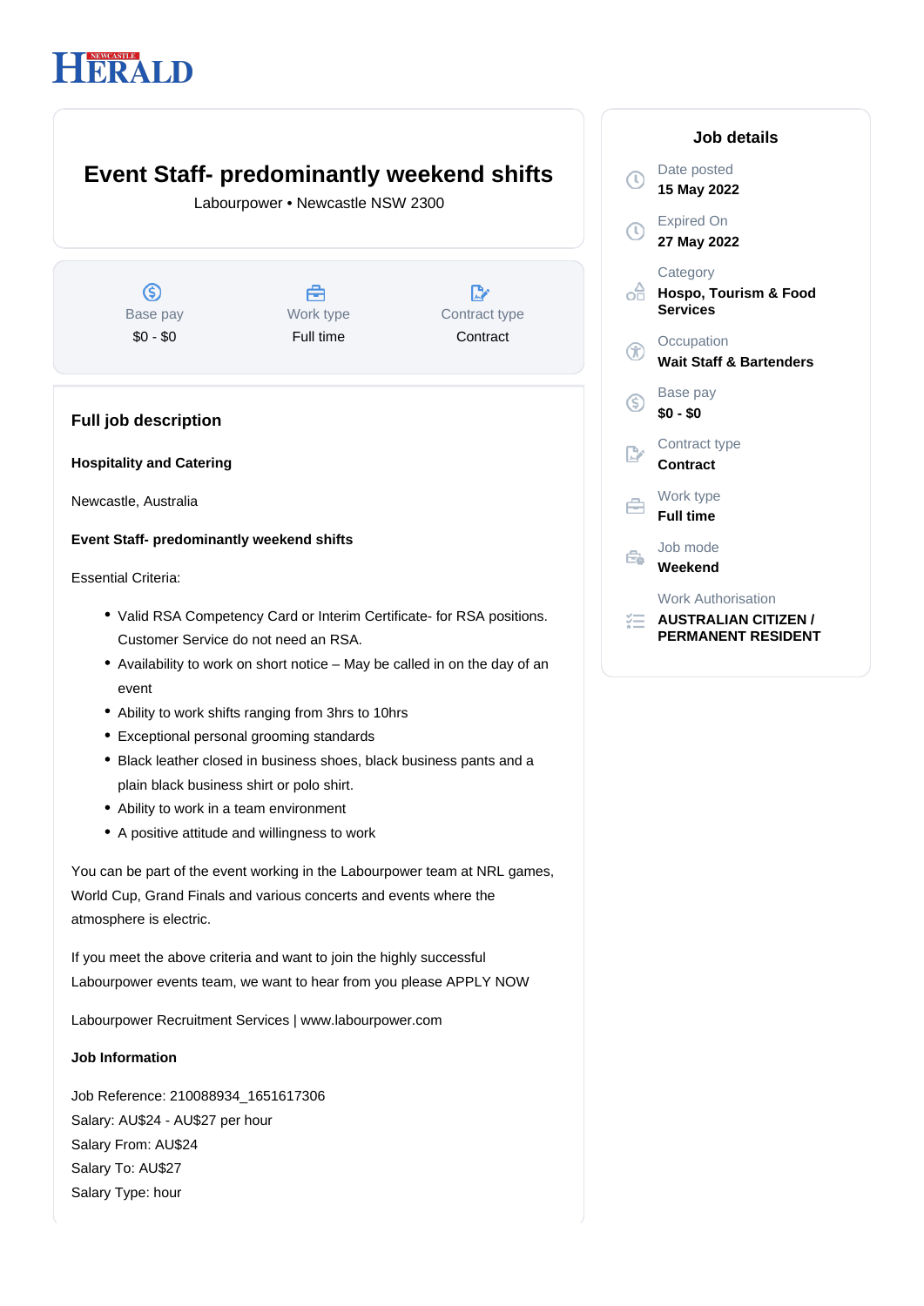NEWCASTLE HERALD

# Event Staff- predominantly weekend shifts

Labourpower • Newcastle NSW 2300

| Base pay | Work type | Contract type |
|---|---|---|
| $0 - $0 | Full time | Contract |

## Job details

Date posted
**15 May 2022**

Expired On
**27 May 2022**

Category
**Hospo, Tourism & Food Services**

Occupation
**Wait Staff & Bartenders**

Base pay
**$0 - $0**

Contract type
**Contract**

Work type
**Full time**

Job mode
**Weekend**

Work Authorisation
**AUSTRALIAN CITIZEN / PERMANENT RESIDENT**

## Full job description

**Hospitality and Catering**

Newcastle, Australia

**Event Staff- predominantly weekend shifts**

Essential Criteria:

- Valid RSA Competency Card or Interim Certificate- for RSA positions. Customer Service do not need an RSA.
- Availability to work on short notice – May be called in on the day of an event
- Ability to work shifts ranging from 3hrs to 10hrs
- Exceptional personal grooming standards
- Black leather closed in business shoes, black business pants and a plain black business shirt or polo shirt.
- Ability to work in a team environment
- A positive attitude and willingness to work

You can be part of the event working in the Labourpower team at NRL games, World Cup, Grand Finals and various concerts and events where the atmosphere is electric.

If you meet the above criteria and want to join the highly successful Labourpower events team, we want to hear from you please APPLY NOW

Labourpower Recruitment Services | www.labourpower.com

**Job Information**

Job Reference: 210088934_1651617306
Salary: AU$24 - AU$27 per hour
Salary From: AU$24
Salary To: AU$27
Salary Type: hour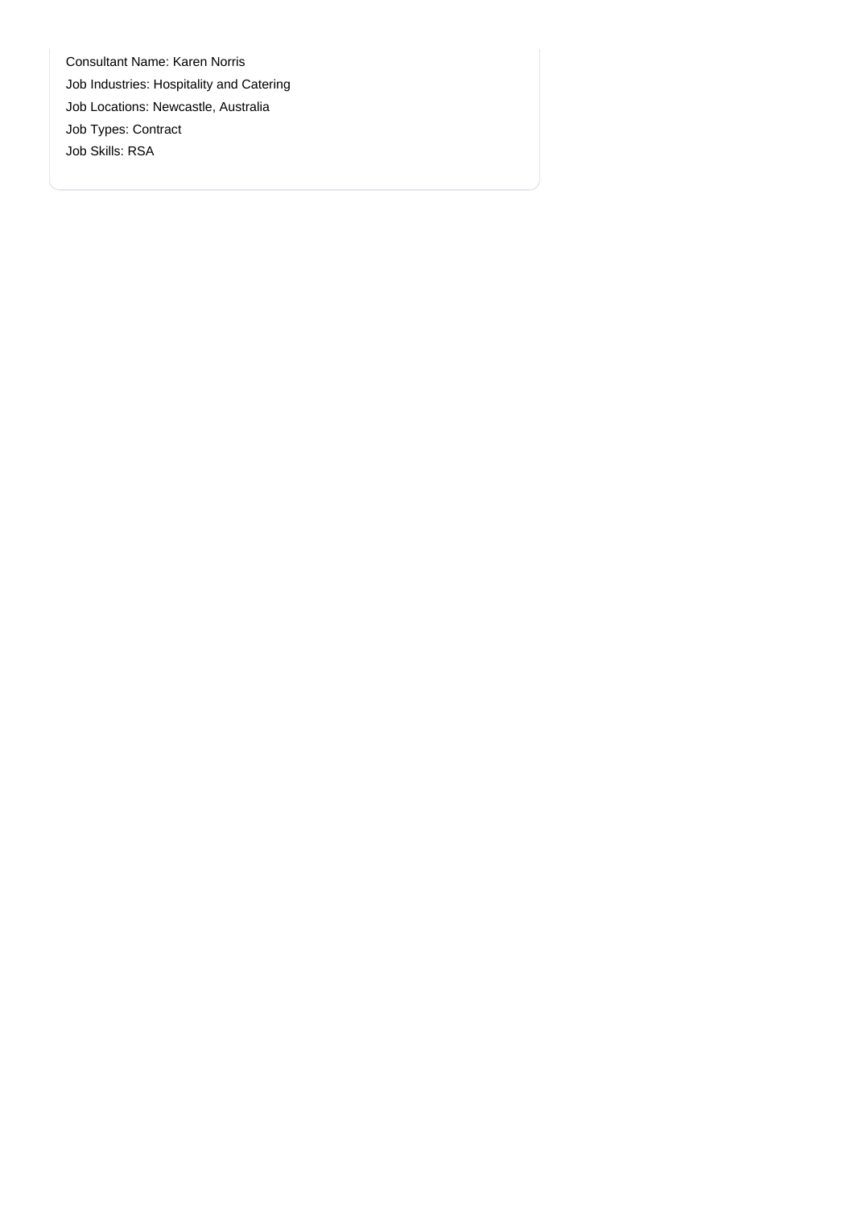Consultant Name: Karen Norris

Job Industries: Hospitality and Catering

Job Locations: Newcastle, Australia

Job Types: Contract

Job Skills: RSA